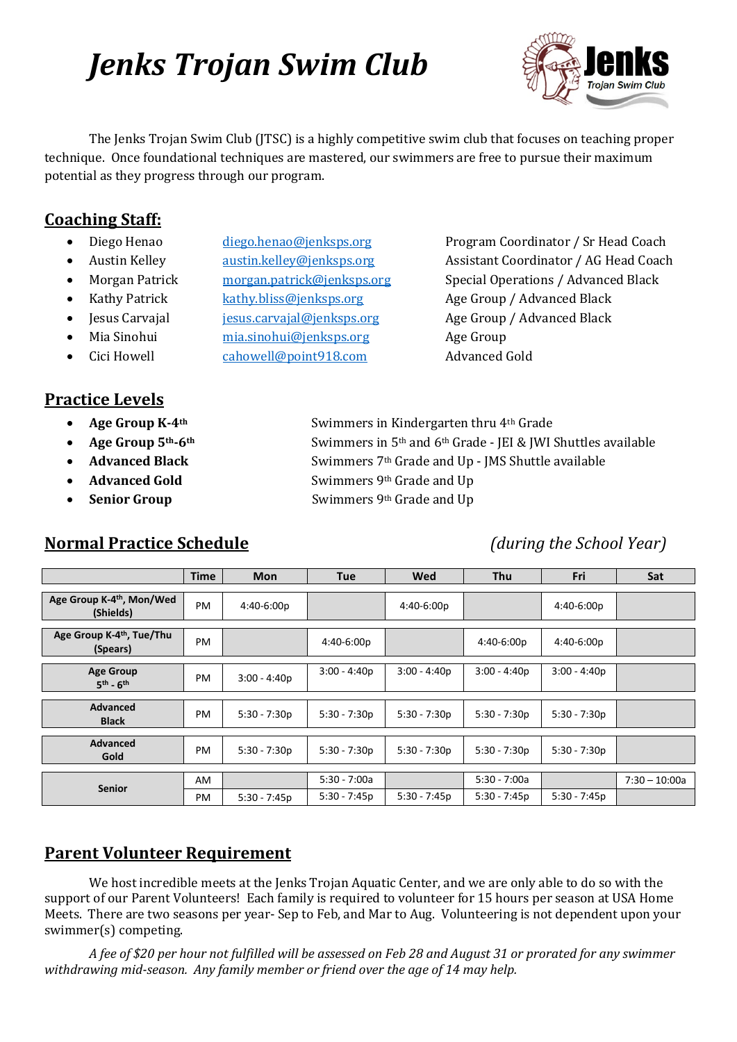# *Jenks Trojan Swim Club*

The Jenks Trojan Swim Club (JTSC) is a highly competitive swim club that focuses on teaching proper technique. Once foundational techniques are mastered, our swimmers are free to pursue their maximum potential as they progress through our program.

## Coaching Staff:

- Diego Henao — diego.henao@jenksps.org — Program Coordinator / Sr Head Coach
- Austin Kelley — austin.kelley@jenksps.org — Assistant Coordinator / AG Head Coach
- Morgan Patrick — morgan.patrick@jenksps.org — Special Operations / Advanced Black
- Kathy Patrick — kathy.bliss@jenksps.org — Age Group / Advanced Black
- Jesus Carvajal — jesus.carvajal@jenksps.org — Age Group / Advanced Black
- Mia Sinohui — mia.sinohui@jenksps.org — Age Group
- Cici Howell — cahowell@point918.com — Advanced Gold

## Practice Levels

- **Age Group K-4th** — Swimmers in Kindergarten thru 4th Grade
- **Age Group 5th-6th** — Swimmers in 5th and 6th Grade - JEI & JWI Shuttles available
- **Advanced Black** — Swimmers 7th Grade and Up - JMS Shuttle available
- **Advanced Gold** — Swimmers 9th Grade and Up
- **Senior Group** — Swimmers 9th Grade and Up

## Normal Practice Schedule *(during the School Year)*

| | Time | Mon | Tue | Wed | Thu | Fri | Sat |
|---|---|---|---|---|---|---|---|
| **Age Group K-4th, Mon/Wed (Shields)** | PM | 4:40-6:00p | | 4:40-6:00p | | 4:40-6:00p | |
| **Age Group K-4th, Tue/Thu (Spears)** | PM | | 4:40-6:00p | | 4:40-6:00p | 4:40-6:00p | |
| **Age Group 5th - 6th** | PM | 3:00 - 4:40p | 3:00 - 4:40p | 3:00 - 4:40p | 3:00 - 4:40p | 3:00 - 4:40p | |
| **Advanced Black** | PM | 5:30 - 7:30p | 5:30 - 7:30p | 5:30 - 7:30p | 5:30 - 7:30p | 5:30 - 7:30p | |
| **Advanced Gold** | PM | 5:30 - 7:30p | 5:30 - 7:30p | 5:30 - 7:30p | 5:30 - 7:30p | 5:30 - 7:30p | |
| **Senior** | AM | | 5:30 - 7:00a | | 5:30 - 7:00a | | 7:30 – 10:00a |
| | PM | 5:30 - 7:45p | 5:30 - 7:45p | 5:30 - 7:45p | 5:30 - 7:45p | 5:30 - 7:45p | |

## Parent Volunteer Requirement

We host incredible meets at the Jenks Trojan Aquatic Center, and we are only able to do so with the support of our Parent Volunteers! Each family is required to volunteer for 15 hours per season at USA Home Meets. There are two seasons per year- Sep to Feb, and Mar to Aug. Volunteering is not dependent upon your swimmer(s) competing.

*A fee of $20 per hour not fulfilled will be assessed on Feb 28 and August 31 or prorated for any swimmer withdrawing mid-season. Any family member or friend over the age of 14 may help.*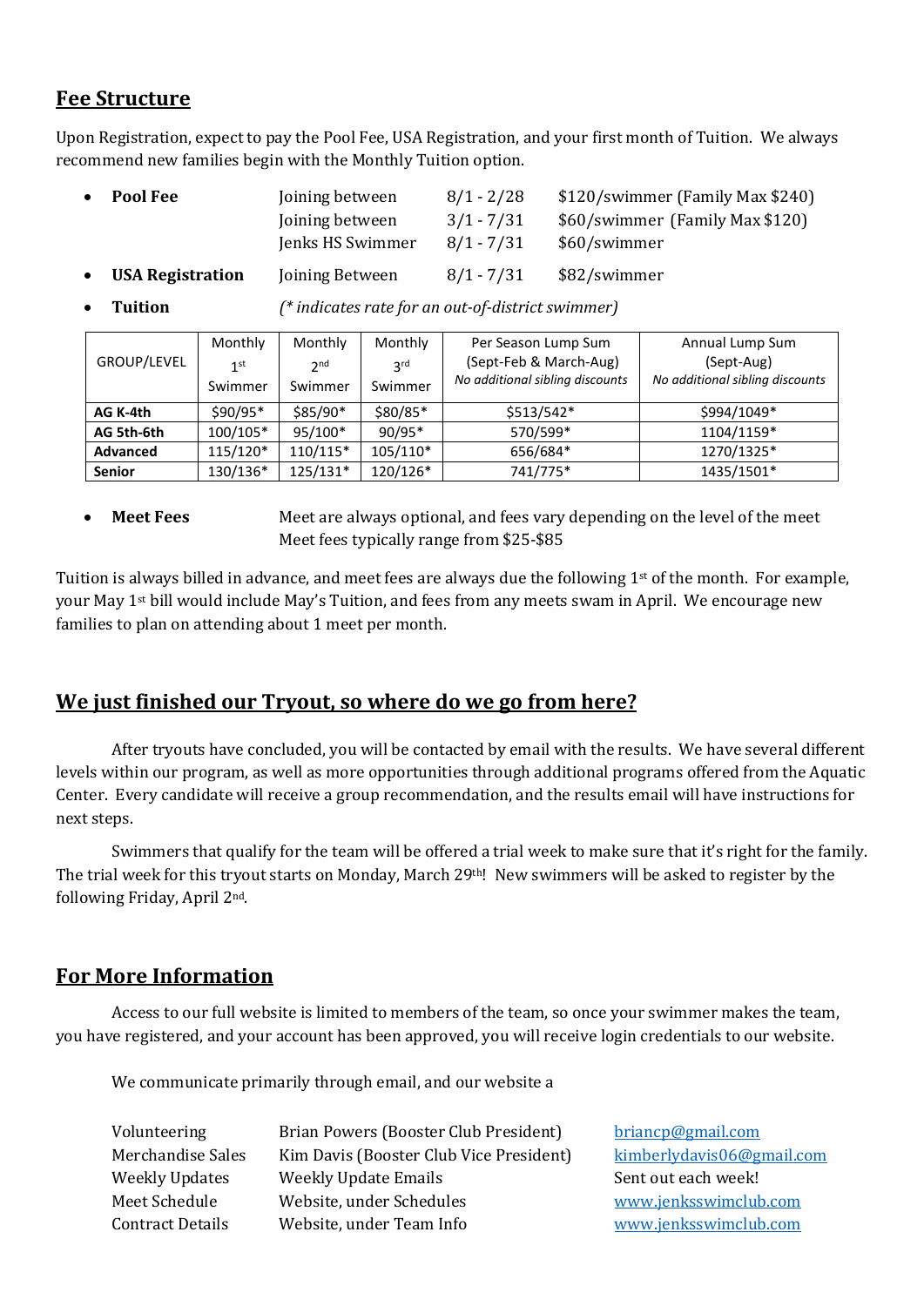## Fee Structure

Upon Registration, expect to pay the Pool Fee, USA Registration, and your first month of Tuition. We always recommend new families begin with the Monthly Tuition option.

- **Pool Fee** — Joining between 8/1 - 2/28: $120/swimmer (Family Max $240)
  - Joining between 3/1 - 7/31: $60/swimmer (Family Max $120)
  - Jenks HS Swimmer 8/1 - 7/31: $60/swimmer
- **USA Registration** — Joining Between 8/1 - 7/31: $82/swimmer
- **Tuition** *(* indicates rate for an out-of-district swimmer)*

| GROUP/LEVEL | Monthly 1st Swimmer | Monthly 2nd Swimmer | Monthly 3rd Swimmer | Per Season Lump Sum (Sept-Feb & March-Aug) *No additional sibling discounts* | Annual Lump Sum (Sept-Aug) *No additional sibling discounts* |
|---|---|---|---|---|---|
| **AG K-4th** | $90/95* | $85/90* | $80/85* | $513/542* | $994/1049* |
| **AG 5th-6th** | 100/105* | 95/100* | 90/95* | 570/599* | 1104/1159* |
| **Advanced** | 115/120* | 110/115* | 105/110* | 656/684* | 1270/1325* |
| **Senior** | 130/136* | 125/131* | 120/126* | 741/775* | 1435/1501* |

- **Meet Fees** — Meet are always optional, and fees vary depending on the level of the meet. Meet fees typically range from $25-$85

Tuition is always billed in advance, and meet fees are always due the following 1st of the month. For example, your May 1st bill would include May's Tuition, and fees from any meets swam in April. We encourage new families to plan on attending about 1 meet per month.

## We just finished our Tryout, so where do we go from here?

After tryouts have concluded, you will be contacted by email with the results. We have several different levels within our program, as well as more opportunities through additional programs offered from the Aquatic Center. Every candidate will receive a group recommendation, and the results email will have instructions for next steps.

Swimmers that qualify for the team will be offered a trial week to make sure that it's right for the family. The trial week for this tryout starts on Monday, March 29th! New swimmers will be asked to register by the following Friday, April 2nd.

## For More Information

Access to our full website is limited to members of the team, so once your swimmer makes the team, you have registered, and your account has been approved, you will receive login credentials to our website.

We communicate primarily through email, and our website a

| | | |
|---|---|---|
| Volunteering | Brian Powers (Booster Club President) | briancp@gmail.com |
| Merchandise Sales | Kim Davis (Booster Club Vice President) | kimberlydavis06@gmail.com |
| Weekly Updates | Weekly Update Emails | Sent out each week! |
| Meet Schedule | Website, under Schedules | www.jenksswimclub.com |
| Contract Details | Website, under Team Info | www.jenksswimclub.com |